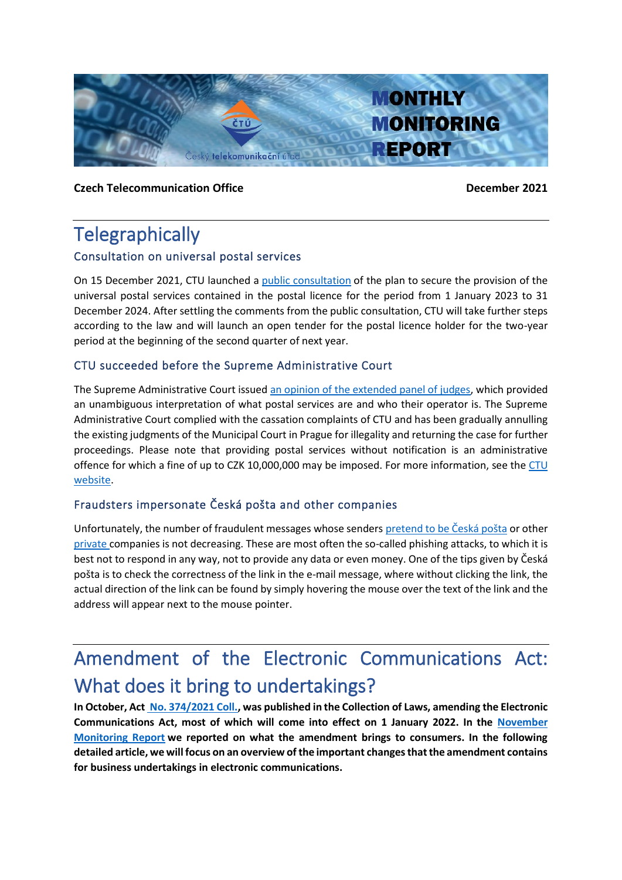# MONTHLY MONITORING REPORT

**Czech Telecommunication Office** **December 2021**

# Telegraphically

## Consultation on universal postal services

On 15 December 2021, CTU launched a public consultation of the plan to secure the provision of the universal postal services contained in the postal licence for the period from 1 January 2023 to 31 December 2024. After settling the comments from the public consultation, CTU will take further steps according to the law and will launch an open tender for the postal licence holder for the two-year period at the beginning of the second quarter of next year.

## CTU succeeded before the Supreme Administrative Court

The Supreme Administrative Court issued an opinion of the extended panel of judges, which provided an unambiguous interpretation of what postal services are and who their operator is. The Supreme Administrative Court complied with the cassation complaints of CTU and has been gradually annulling the existing judgments of the Municipal Court in Prague for illegality and returning the case for further proceedings. Please note that providing postal services without notification is an administrative offence for which a fine of up to CZK 10,000,000 may be imposed. For more information, see the CTU website.

## Fraudsters impersonate Česká pošta and other companies

Unfortunately, the number of fraudulent messages whose senders pretend to be Česká pošta or other private companies is not decreasing. These are most often the so-called phishing attacks, to which it is best not to respond in any way, not to provide any data or even money. One of the tips given by Česká pošta is to check the correctness of the link in the e-mail message, where without clicking the link, the actual direction of the link can be found by simply hovering the mouse over the text of the link and the address will appear next to the mouse pointer.

# Amendment of the Electronic Communications Act: What does it bring to undertakings?

**In October, Act No. 374/2021 Coll., was published in the Collection of Laws, amending the Electronic Communications Act, most of which will come into effect on 1 January 2022. In the November Monitoring Report we reported on what the amendment brings to consumers. In the following detailed article, we will focus on an overview of the important changes that the amendment contains for business undertakings in electronic communications.**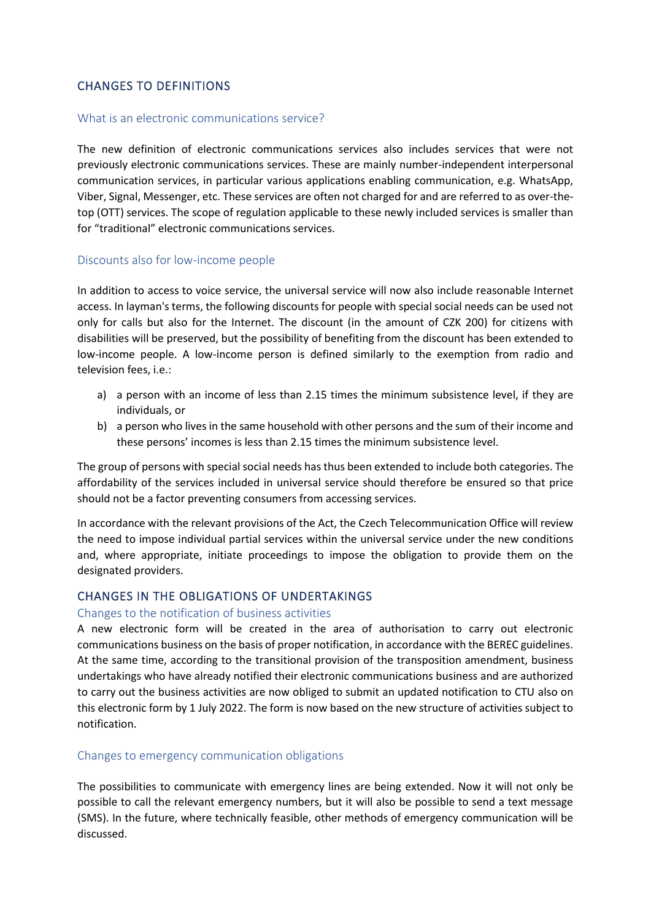## CHANGES TO DEFINITIONS

### What is an electronic communications service?

The new definition of electronic communications services also includes services that were not previously electronic communications services. These are mainly number-independent interpersonal communication services, in particular various applications enabling communication, e.g. WhatsApp, Viber, Signal, Messenger, etc. These services are often not charged for and are referred to as over-the-top (OTT) services. The scope of regulation applicable to these newly included services is smaller than for "traditional" electronic communications services.

### Discounts also for low-income people

In addition to access to voice service, the universal service will now also include reasonable Internet access. In layman's terms, the following discounts for people with special social needs can be used not only for calls but also for the Internet. The discount (in the amount of CZK 200) for citizens with disabilities will be preserved, but the possibility of benefiting from the discount has been extended to low-income people. A low-income person is defined similarly to the exemption from radio and television fees, i.e.:

a) a person with an income of less than 2.15 times the minimum subsistence level, if they are individuals, or
b) a person who lives in the same household with other persons and the sum of their income and these persons' incomes is less than 2.15 times the minimum subsistence level.

The group of persons with special social needs has thus been extended to include both categories. The affordability of the services included in universal service should therefore be ensured so that price should not be a factor preventing consumers from accessing services.

In accordance with the relevant provisions of the Act, the Czech Telecommunication Office will review the need to impose individual partial services within the universal service under the new conditions and, where appropriate, initiate proceedings to impose the obligation to provide them on the designated providers.

## CHANGES IN THE OBLIGATIONS OF UNDERTAKINGS

### Changes to the notification of business activities

A new electronic form will be created in the area of authorisation to carry out electronic communications business on the basis of proper notification, in accordance with the BEREC guidelines. At the same time, according to the transitional provision of the transposition amendment, business undertakings who have already notified their electronic communications business and are authorized to carry out the business activities are now obliged to submit an updated notification to CTU also on this electronic form by 1 July 2022. The form is now based on the new structure of activities subject to notification.

### Changes to emergency communication obligations

The possibilities to communicate with emergency lines are being extended. Now it will not only be possible to call the relevant emergency numbers, but it will also be possible to send a text message (SMS). In the future, where technically feasible, other methods of emergency communication will be discussed.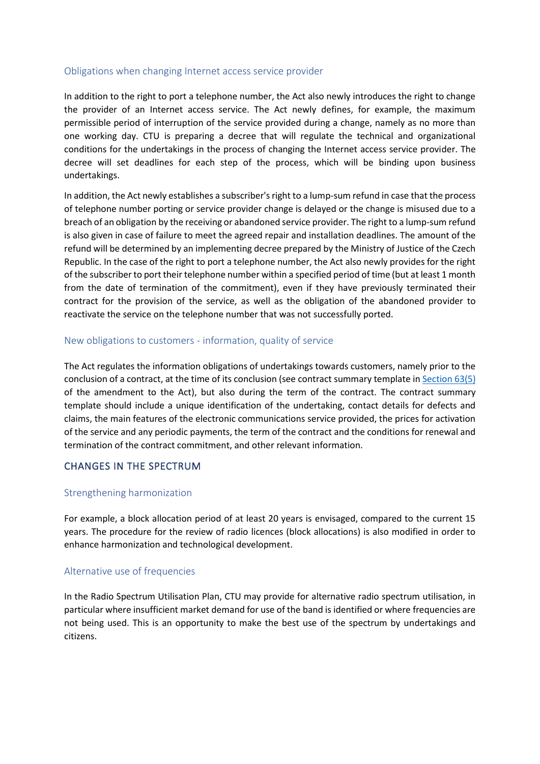### Obligations when changing Internet access service provider

In addition to the right to port a telephone number, the Act also newly introduces the right to change the provider of an Internet access service. The Act newly defines, for example, the maximum permissible period of interruption of the service provided during a change, namely as no more than one working day. CTU is preparing a decree that will regulate the technical and organizational conditions for the undertakings in the process of changing the Internet access service provider. The decree will set deadlines for each step of the process, which will be binding upon business undertakings.

In addition, the Act newly establishes a subscriber's right to a lump-sum refund in case that the process of telephone number porting or service provider change is delayed or the change is misused due to a breach of an obligation by the receiving or abandoned service provider. The right to a lump-sum refund is also given in case of failure to meet the agreed repair and installation deadlines. The amount of the refund will be determined by an implementing decree prepared by the Ministry of Justice of the Czech Republic. In the case of the right to port a telephone number, the Act also newly provides for the right of the subscriber to port their telephone number within a specified period of time (but at least 1 month from the date of termination of the commitment), even if they have previously terminated their contract for the provision of the service, as well as the obligation of the abandoned provider to reactivate the service on the telephone number that was not successfully ported.

### New obligations to customers - information, quality of service

The Act regulates the information obligations of undertakings towards customers, namely prior to the conclusion of a contract, at the time of its conclusion (see contract summary template in Section 63(5) of the amendment to the Act), but also during the term of the contract. The contract summary template should include a unique identification of the undertaking, contact details for defects and claims, the main features of the electronic communications service provided, the prices for activation of the service and any periodic payments, the term of the contract and the conditions for renewal and termination of the contract commitment, and other relevant information.

## CHANGES IN THE SPECTRUM

### Strengthening harmonization

For example, a block allocation period of at least 20 years is envisaged, compared to the current 15 years. The procedure for the review of radio licences (block allocations) is also modified in order to enhance harmonization and technological development.

### Alternative use of frequencies

In the Radio Spectrum Utilisation Plan, CTU may provide for alternative radio spectrum utilisation, in particular where insufficient market demand for use of the band is identified or where frequencies are not being used. This is an opportunity to make the best use of the spectrum by undertakings and citizens.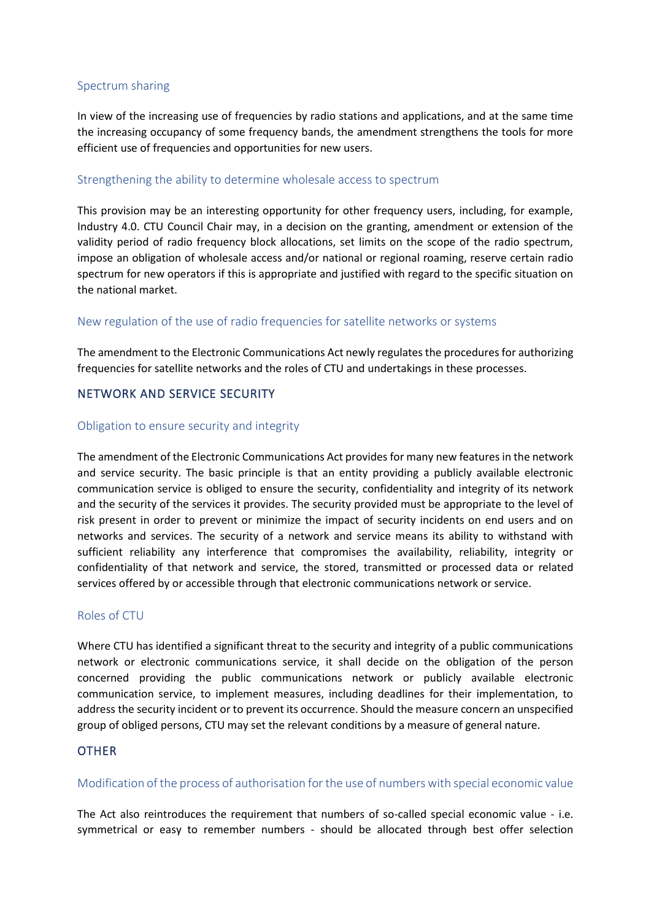### Spectrum sharing

In view of the increasing use of frequencies by radio stations and applications, and at the same time the increasing occupancy of some frequency bands, the amendment strengthens the tools for more efficient use of frequencies and opportunities for new users.

### Strengthening the ability to determine wholesale access to spectrum

This provision may be an interesting opportunity for other frequency users, including, for example, Industry 4.0. CTU Council Chair may, in a decision on the granting, amendment or extension of the validity period of radio frequency block allocations, set limits on the scope of the radio spectrum, impose an obligation of wholesale access and/or national or regional roaming, reserve certain radio spectrum for new operators if this is appropriate and justified with regard to the specific situation on the national market.

### New regulation of the use of radio frequencies for satellite networks or systems

The amendment to the Electronic Communications Act newly regulates the procedures for authorizing frequencies for satellite networks and the roles of CTU and undertakings in these processes.

## NETWORK AND SERVICE SECURITY

### Obligation to ensure security and integrity

The amendment of the Electronic Communications Act provides for many new features in the network and service security. The basic principle is that an entity providing a publicly available electronic communication service is obliged to ensure the security, confidentiality and integrity of its network and the security of the services it provides. The security provided must be appropriate to the level of risk present in order to prevent or minimize the impact of security incidents on end users and on networks and services. The security of a network and service means its ability to withstand with sufficient reliability any interference that compromises the availability, reliability, integrity or confidentiality of that network and service, the stored, transmitted or processed data or related services offered by or accessible through that electronic communications network or service.

### Roles of CTU

Where CTU has identified a significant threat to the security and integrity of a public communications network or electronic communications service, it shall decide on the obligation of the person concerned providing the public communications network or publicly available electronic communication service, to implement measures, including deadlines for their implementation, to address the security incident or to prevent its occurrence. Should the measure concern an unspecified group of obliged persons, CTU may set the relevant conditions by a measure of general nature.

## OTHER

### Modification of the process of authorisation for the use of numbers with special economic value

The Act also reintroduces the requirement that numbers of so-called special economic value - i.e. symmetrical or easy to remember numbers - should be allocated through best offer selection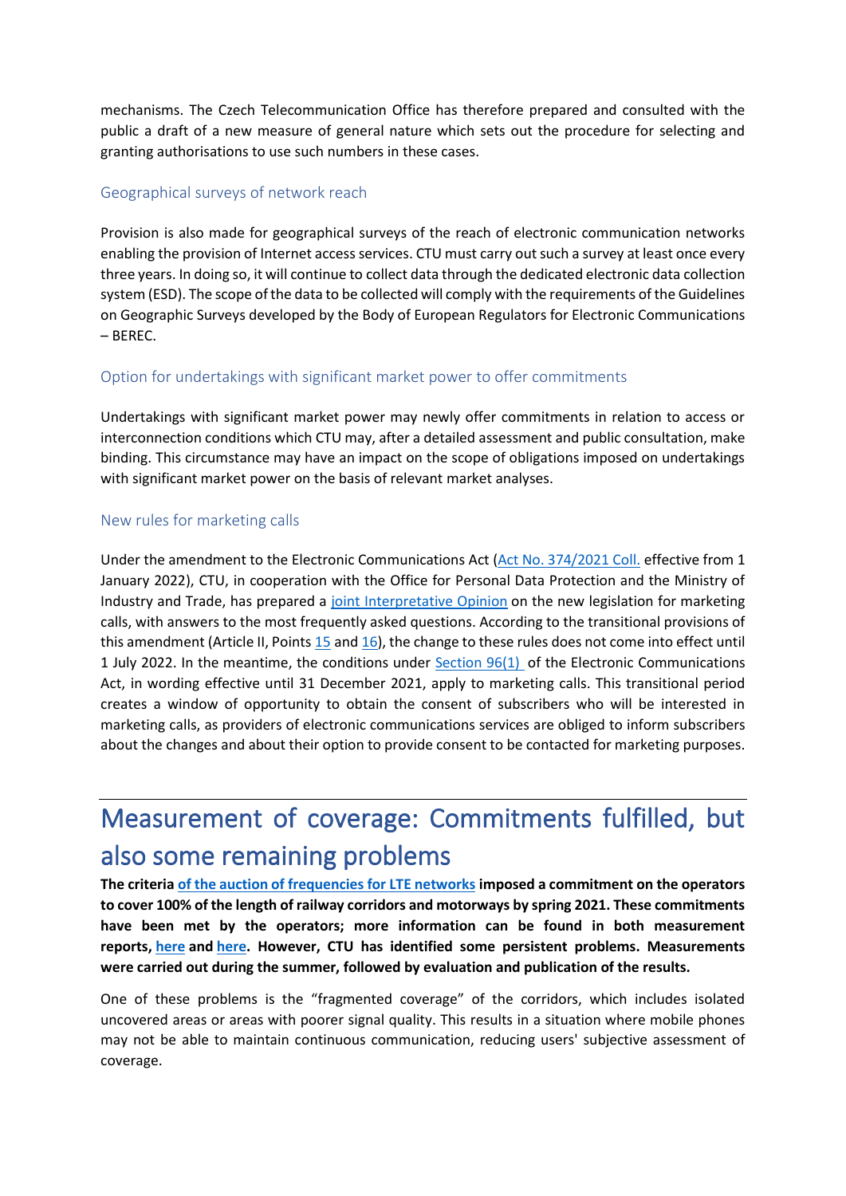mechanisms. The Czech Telecommunication Office has therefore prepared and consulted with the public a draft of a new measure of general nature which sets out the procedure for selecting and granting authorisations to use such numbers in these cases.

### Geographical surveys of network reach

Provision is also made for geographical surveys of the reach of electronic communication networks enabling the provision of Internet access services. CTU must carry out such a survey at least once every three years. In doing so, it will continue to collect data through the dedicated electronic data collection system (ESD). The scope of the data to be collected will comply with the requirements of the Guidelines on Geographic Surveys developed by the Body of European Regulators for Electronic Communications – BEREC.

### Option for undertakings with significant market power to offer commitments

Undertakings with significant market power may newly offer commitments in relation to access or interconnection conditions which CTU may, after a detailed assessment and public consultation, make binding. This circumstance may have an impact on the scope of obligations imposed on undertakings with significant market power on the basis of relevant market analyses.

### New rules for marketing calls

Under the amendment to the Electronic Communications Act (Act No. 374/2021 Coll. effective from 1 January 2022), CTU, in cooperation with the Office for Personal Data Protection and the Ministry of Industry and Trade, has prepared a joint Interpretative Opinion on the new legislation for marketing calls, with answers to the most frequently asked questions. According to the transitional provisions of this amendment (Article II, Points 15 and 16), the change to these rules does not come into effect until 1 July 2022. In the meantime, the conditions under Section 96(1) of the Electronic Communications Act, in wording effective until 31 December 2021, apply to marketing calls. This transitional period creates a window of opportunity to obtain the consent of subscribers who will be interested in marketing calls, as providers of electronic communications services are obliged to inform subscribers about the changes and about their option to provide consent to be contacted for marketing purposes.

## Measurement of coverage: Commitments fulfilled, but also some remaining problems

**The criteria of the auction of frequencies for LTE networks imposed a commitment on the operators to cover 100% of the length of railway corridors and motorways by spring 2021. These commitments have been met by the operators; more information can be found in both measurement reports, here and here. However, CTU has identified some persistent problems. Measurements were carried out during the summer, followed by evaluation and publication of the results.**

One of these problems is the “fragmented coverage” of the corridors, which includes isolated uncovered areas or areas with poorer signal quality. This results in a situation where mobile phones may not be able to maintain continuous communication, reducing users' subjective assessment of coverage.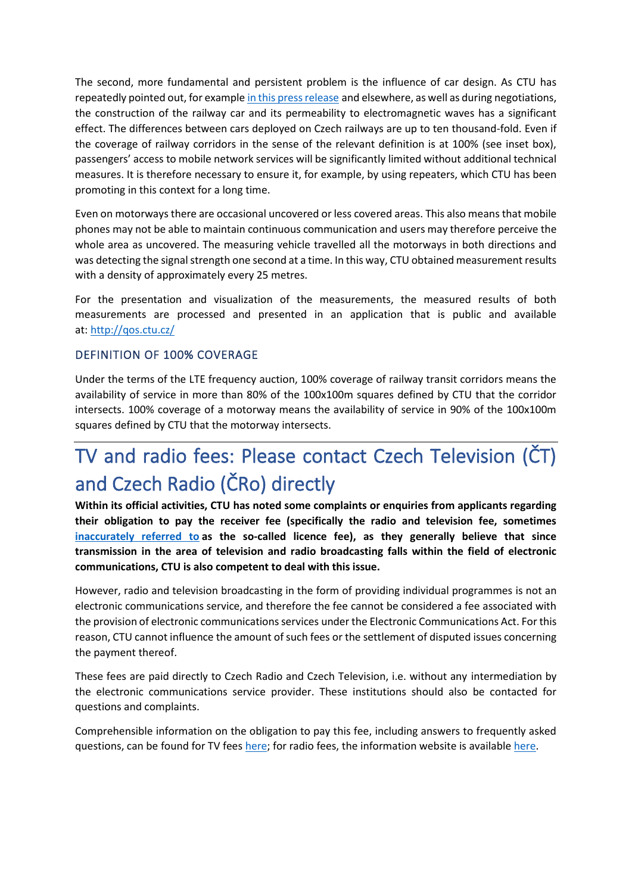The second, more fundamental and persistent problem is the influence of car design. As CTU has repeatedly pointed out, for example [in this press release](#) and elsewhere, as well as during negotiations, the construction of the railway car and its permeability to electromagnetic waves has a significant effect. The differences between cars deployed on Czech railways are up to ten thousand-fold. Even if the coverage of railway corridors in the sense of the relevant definition is at 100% (see inset box), passengers' access to mobile network services will be significantly limited without additional technical measures. It is therefore necessary to ensure it, for example, by using repeaters, which CTU has been promoting in this context for a long time.

Even on motorways there are occasional uncovered or less covered areas. This also means that mobile phones may not be able to maintain continuous communication and users may therefore perceive the whole area as uncovered. The measuring vehicle travelled all the motorways in both directions and was detecting the signal strength one second at a time. In this way, CTU obtained measurement results with a density of approximately every 25 metres.

For the presentation and visualization of the measurements, the measured results of both measurements are processed and presented in an application that is public and available at: [http://qos.ctu.cz/](http://qos.ctu.cz/)

### DEFINITION OF 100% COVERAGE

Under the terms of the LTE frequency auction, 100% coverage of railway transit corridors means the availability of service in more than 80% of the 100x100m squares defined by CTU that the corridor intersects. 100% coverage of a motorway means the availability of service in 90% of the 100x100m squares defined by CTU that the motorway intersects.

# TV and radio fees: Please contact Czech Television (ČT) and Czech Radio (ČRo) directly

**Within its official activities, CTU has noted some complaints or enquiries from applicants regarding their obligation to pay the receiver fee (specifically the radio and television fee, sometimes [inaccurately referred to](#) as the so-called licence fee), as they generally believe that since transmission in the area of television and radio broadcasting falls within the field of electronic communications, CTU is also competent to deal with this issue.**

However, radio and television broadcasting in the form of providing individual programmes is not an electronic communications service, and therefore the fee cannot be considered a fee associated with the provision of electronic communications services under the Electronic Communications Act. For this reason, CTU cannot influence the amount of such fees or the settlement of disputed issues concerning the payment thereof.

These fees are paid directly to Czech Radio and Czech Television, i.e. without any intermediation by the electronic communications service provider. These institutions should also be contacted for questions and complaints.

Comprehensible information on the obligation to pay this fee, including answers to frequently asked questions, can be found for TV fees [here](#); for radio fees, the information website is available [here](#).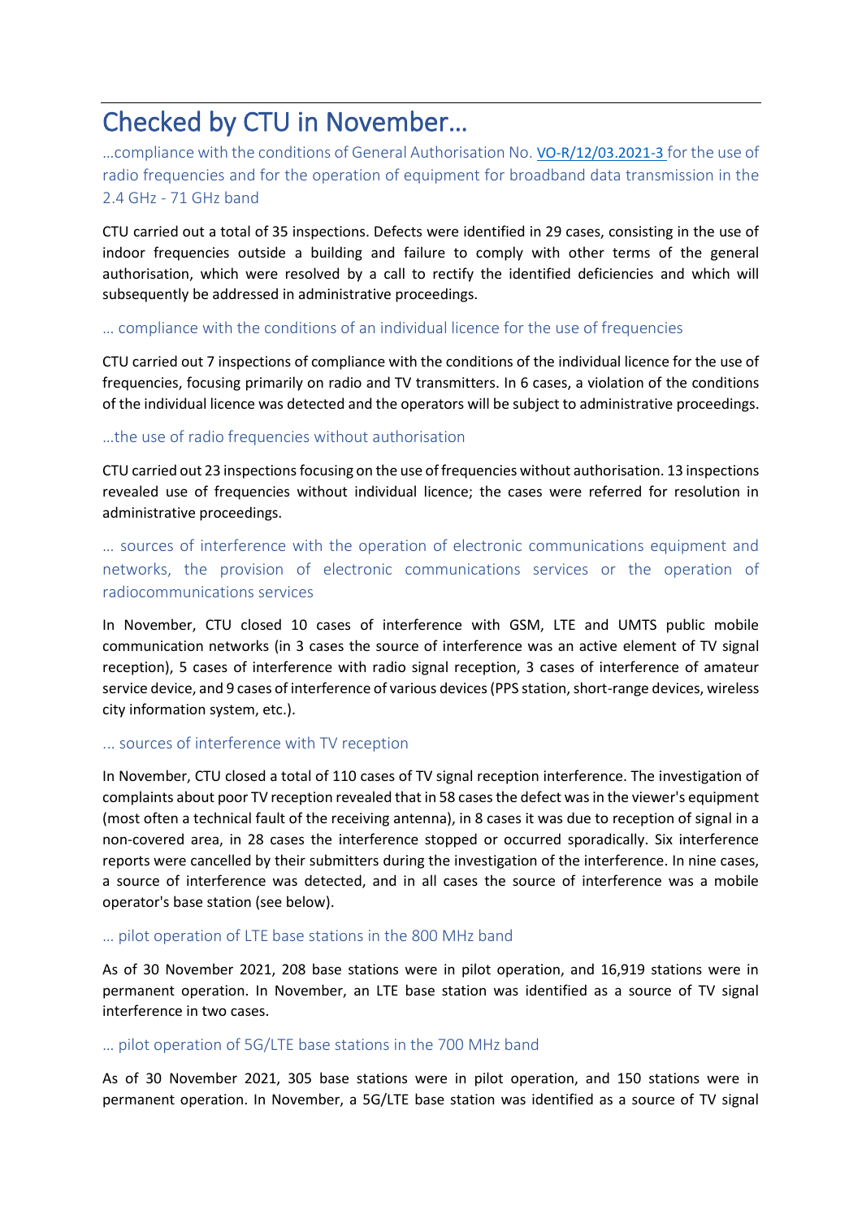# Checked by CTU in November…

## …compliance with the conditions of General Authorisation No. [VO-R/12/03.2021-3](VO-R/12/03.2021-3) for the use of radio frequencies and for the operation of equipment for broadband data transmission in the 2.4 GHz - 71 GHz band

CTU carried out a total of 35 inspections. Defects were identified in 29 cases, consisting in the use of indoor frequencies outside a building and failure to comply with other terms of the general authorisation, which were resolved by a call to rectify the identified deficiencies and which will subsequently be addressed in administrative proceedings.

### … compliance with the conditions of an individual licence for the use of frequencies

CTU carried out 7 inspections of compliance with the conditions of the individual licence for the use of frequencies, focusing primarily on radio and TV transmitters. In 6 cases, a violation of the conditions of the individual licence was detected and the operators will be subject to administrative proceedings.

### …the use of radio frequencies without authorisation

CTU carried out 23 inspections focusing on the use of frequencies without authorisation. 13 inspections revealed use of frequencies without individual licence; the cases were referred for resolution in administrative proceedings.

### … sources of interference with the operation of electronic communications equipment and networks, the provision of electronic communications services or the operation of radiocommunications services

In November, CTU closed 10 cases of interference with GSM, LTE and UMTS public mobile communication networks (in 3 cases the source of interference was an active element of TV signal reception), 5 cases of interference with radio signal reception, 3 cases of interference of amateur service device, and 9 cases of interference of various devices (PPS station, short-range devices, wireless city information system, etc.).

### ... sources of interference with TV reception

In November, CTU closed a total of 110 cases of TV signal reception interference. The investigation of complaints about poor TV reception revealed that in 58 cases the defect was in the viewer's equipment (most often a technical fault of the receiving antenna), in 8 cases it was due to reception of signal in a non-covered area, in 28 cases the interference stopped or occurred sporadically. Six interference reports were cancelled by their submitters during the investigation of the interference. In nine cases, a source of interference was detected, and in all cases the source of interference was a mobile operator's base station (see below).

### … pilot operation of LTE base stations in the 800 MHz band

As of 30 November 2021, 208 base stations were in pilot operation, and 16,919 stations were in permanent operation. In November, an LTE base station was identified as a source of TV signal interference in two cases.

### … pilot operation of 5G/LTE base stations in the 700 MHz band

As of 30 November 2021, 305 base stations were in pilot operation, and 150 stations were in permanent operation. In November, a 5G/LTE base station was identified as a source of TV signal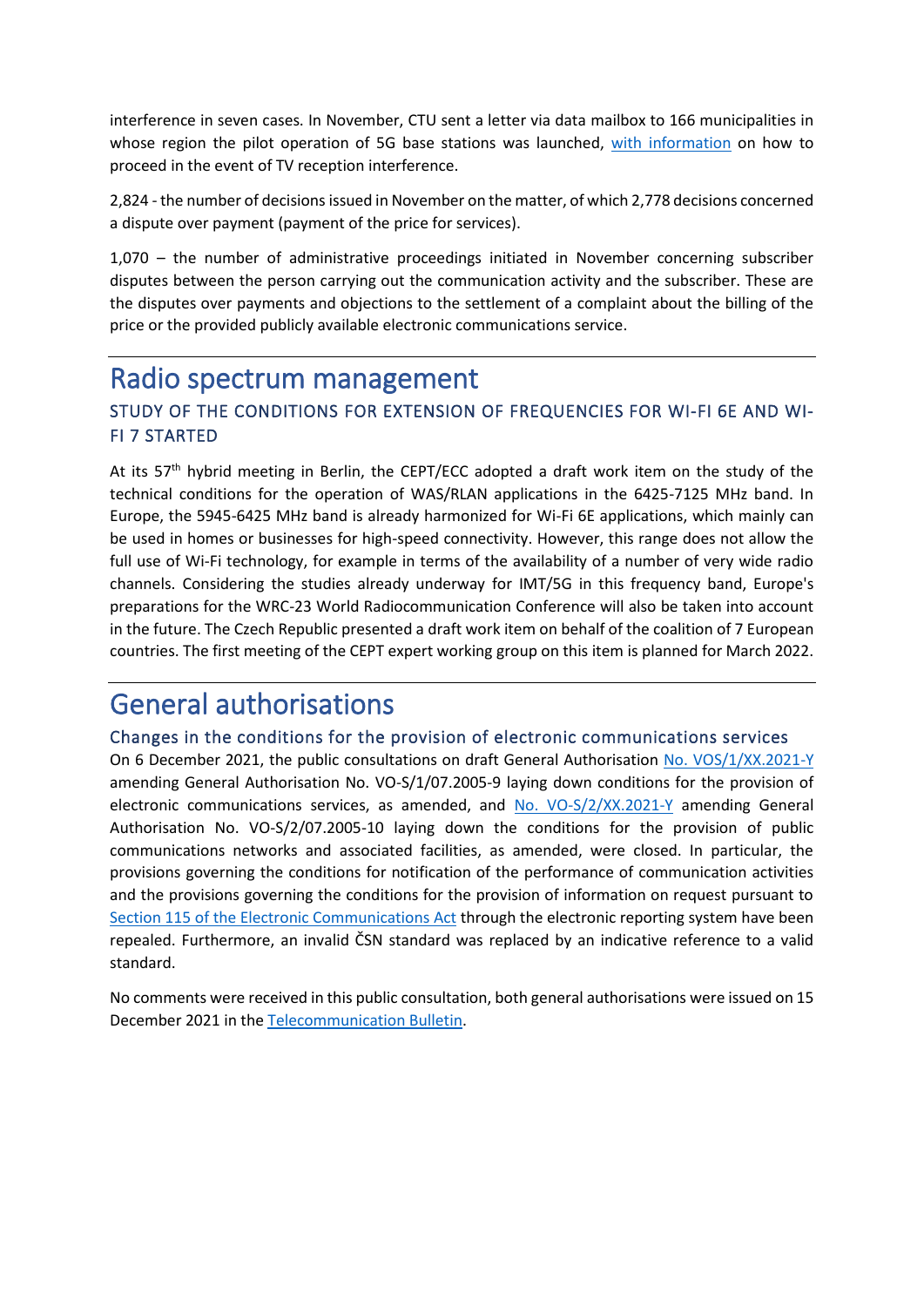interference in seven cases. In November, CTU sent a letter via data mailbox to 166 municipalities in whose region the pilot operation of 5G base stations was launched, with information on how to proceed in the event of TV reception interference.

2,824 - the number of decisions issued in November on the matter, of which 2,778 decisions concerned a dispute over payment (payment of the price for services).

1,070 – the number of administrative proceedings initiated in November concerning subscriber disputes between the person carrying out the communication activity and the subscriber. These are the disputes over payments and objections to the settlement of a complaint about the billing of the price or the provided publicly available electronic communications service.

# Radio spectrum management

## STUDY OF THE CONDITIONS FOR EXTENSION OF FREQUENCIES FOR WI-FI 6E AND WI-FI 7 STARTED

At its 57th hybrid meeting in Berlin, the CEPT/ECC adopted a draft work item on the study of the technical conditions for the operation of WAS/RLAN applications in the 6425-7125 MHz band. In Europe, the 5945-6425 MHz band is already harmonized for Wi-Fi 6E applications, which mainly can be used in homes or businesses for high-speed connectivity. However, this range does not allow the full use of Wi-Fi technology, for example in terms of the availability of a number of very wide radio channels. Considering the studies already underway for IMT/5G in this frequency band, Europe's preparations for the WRC-23 World Radiocommunication Conference will also be taken into account in the future. The Czech Republic presented a draft work item on behalf of the coalition of 7 European countries. The first meeting of the CEPT expert working group on this item is planned for March 2022.

# General authorisations

## Changes in the conditions for the provision of electronic communications services

On 6 December 2021, the public consultations on draft General Authorisation No. VOS/1/XX.2021-Y amending General Authorisation No. VO-S/1/07.2005-9 laying down conditions for the provision of electronic communications services, as amended, and No. VO-S/2/XX.2021-Y amending General Authorisation No. VO-S/2/07.2005-10 laying down the conditions for the provision of public communications networks and associated facilities, as amended, were closed. In particular, the provisions governing the conditions for notification of the performance of communication activities and the provisions governing the conditions for the provision of information on request pursuant to Section 115 of the Electronic Communications Act through the electronic reporting system have been repealed. Furthermore, an invalid ČSN standard was replaced by an indicative reference to a valid standard.

No comments were received in this public consultation, both general authorisations were issued on 15 December 2021 in the Telecommunication Bulletin.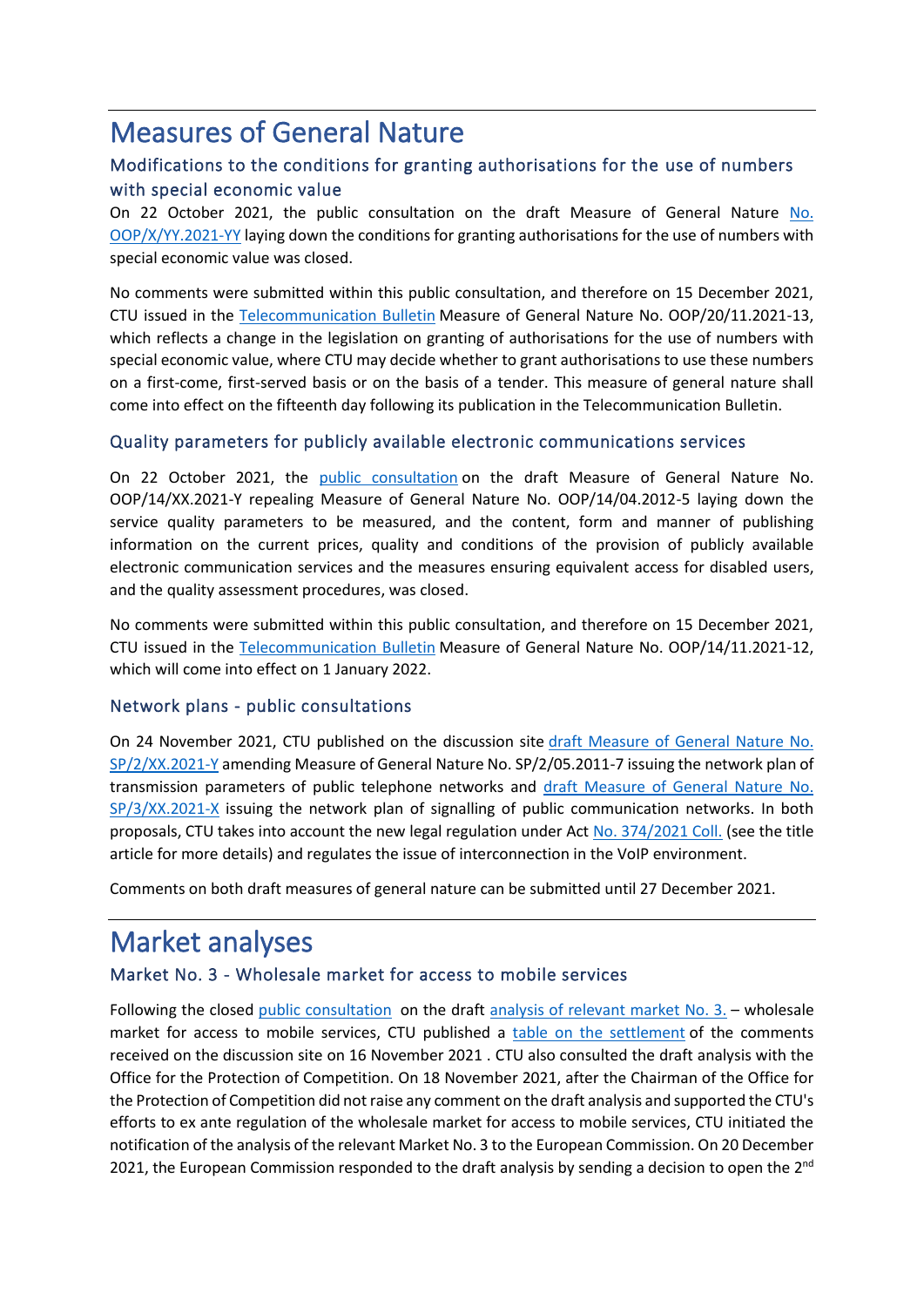# Measures of General Nature

## Modifications to the conditions for granting authorisations for the use of numbers with special economic value

On 22 October 2021, the public consultation on the draft Measure of General Nature No. OOP/X/YY.2021-YY laying down the conditions for granting authorisations for the use of numbers with special economic value was closed.

No comments were submitted within this public consultation, and therefore on 15 December 2021, CTU issued in the Telecommunication Bulletin Measure of General Nature No. OOP/20/11.2021-13, which reflects a change in the legislation on granting of authorisations for the use of numbers with special economic value, where CTU may decide whether to grant authorisations to use these numbers on a first-come, first-served basis or on the basis of a tender. This measure of general nature shall come into effect on the fifteenth day following its publication in the Telecommunication Bulletin.

## Quality parameters for publicly available electronic communications services

On 22 October 2021, the public consultation on the draft Measure of General Nature No. OOP/14/XX.2021-Y repealing Measure of General Nature No. OOP/14/04.2012-5 laying down the service quality parameters to be measured, and the content, form and manner of publishing information on the current prices, quality and conditions of the provision of publicly available electronic communication services and the measures ensuring equivalent access for disabled users, and the quality assessment procedures, was closed.

No comments were submitted within this public consultation, and therefore on 15 December 2021, CTU issued in the Telecommunication Bulletin Measure of General Nature No. OOP/14/11.2021-12, which will come into effect on 1 January 2022.

## Network plans - public consultations

On 24 November 2021, CTU published on the discussion site draft Measure of General Nature No. SP/2/XX.2021-Y amending Measure of General Nature No. SP/2/05.2011-7 issuing the network plan of transmission parameters of public telephone networks and draft Measure of General Nature No. SP/3/XX.2021-X issuing the network plan of signalling of public communication networks. In both proposals, CTU takes into account the new legal regulation under Act No. 374/2021 Coll. (see the title article for more details) and regulates the issue of interconnection in the VoIP environment.

Comments on both draft measures of general nature can be submitted until 27 December 2021.

# Market analyses

## Market No. 3 - Wholesale market for access to mobile services

Following the closed public consultation on the draft analysis of relevant market No. 3. – wholesale market for access to mobile services, CTU published a table on the settlement of the comments received on the discussion site on 16 November 2021 . CTU also consulted the draft analysis with the Office for the Protection of Competition. On 18 November 2021, after the Chairman of the Office for the Protection of Competition did not raise any comment on the draft analysis and supported the CTU's efforts to ex ante regulation of the wholesale market for access to mobile services, CTU initiated the notification of the analysis of the relevant Market No. 3 to the European Commission. On 20 December 2021, the European Commission responded to the draft analysis by sending a decision to open the 2nd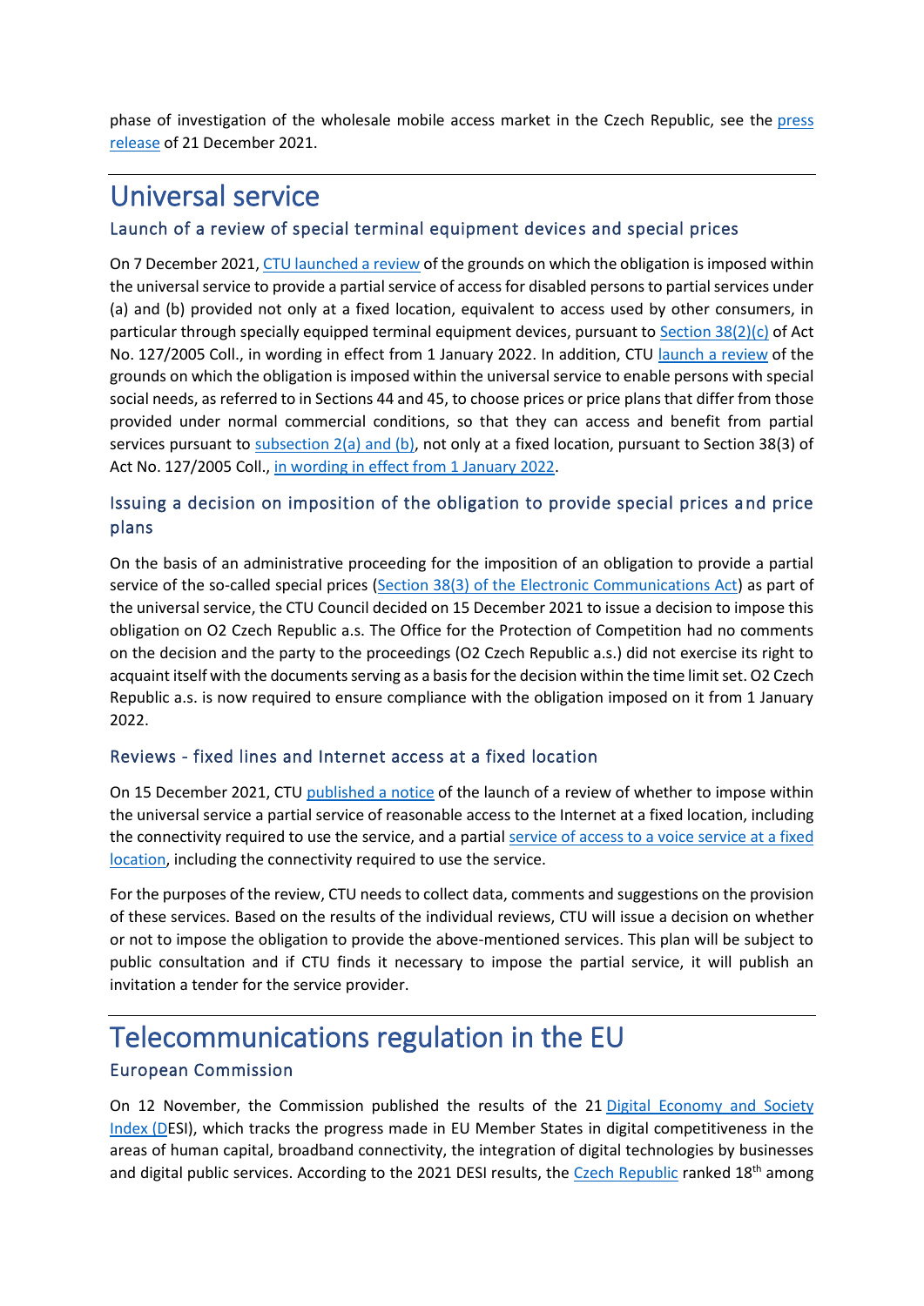phase of investigation of the wholesale mobile access market in the Czech Republic, see the press release of 21 December 2021.

# Universal service

## Launch of a review of special terminal equipment devices and special prices

On 7 December 2021, CTU launched a review of the grounds on which the obligation is imposed within the universal service to provide a partial service of access for disabled persons to partial services under (a) and (b) provided not only at a fixed location, equivalent to access used by other consumers, in particular through specially equipped terminal equipment devices, pursuant to Section 38(2)(c) of Act No. 127/2005 Coll., in wording in effect from 1 January 2022. In addition, CTU launch a review of the grounds on which the obligation is imposed within the universal service to enable persons with special social needs, as referred to in Sections 44 and 45, to choose prices or price plans that differ from those provided under normal commercial conditions, so that they can access and benefit from partial services pursuant to subsection 2(a) and (b), not only at a fixed location, pursuant to Section 38(3) of Act No. 127/2005 Coll., in wording in effect from 1 January 2022.

## Issuing a decision on imposition of the obligation to provide special prices and price plans

On the basis of an administrative proceeding for the imposition of an obligation to provide a partial service of the so-called special prices (Section 38(3) of the Electronic Communications Act) as part of the universal service, the CTU Council decided on 15 December 2021 to issue a decision to impose this obligation on O2 Czech Republic a.s. The Office for the Protection of Competition had no comments on the decision and the party to the proceedings (O2 Czech Republic a.s.) did not exercise its right to acquaint itself with the documents serving as a basis for the decision within the time limit set. O2 Czech Republic a.s. is now required to ensure compliance with the obligation imposed on it from 1 January 2022.

## Reviews - fixed lines and Internet access at a fixed location

On 15 December 2021, CTU published a notice of the launch of a review of whether to impose within the universal service a partial service of reasonable access to the Internet at a fixed location, including the connectivity required to use the service, and a partial service of access to a voice service at a fixed location, including the connectivity required to use the service.

For the purposes of the review, CTU needs to collect data, comments and suggestions on the provision of these services. Based on the results of the individual reviews, CTU will issue a decision on whether or not to impose the obligation to provide the above-mentioned services. This plan will be subject to public consultation and if CTU finds it necessary to impose the partial service, it will publish an invitation a tender for the service provider.

# Telecommunications regulation in the EU

## European Commission

On 12 November, the Commission published the results of the 21 Digital Economy and Society Index (DESI), which tracks the progress made in EU Member States in digital competitiveness in the areas of human capital, broadband connectivity, the integration of digital technologies by businesses and digital public services. According to the 2021 DESI results, the Czech Republic ranked 18th among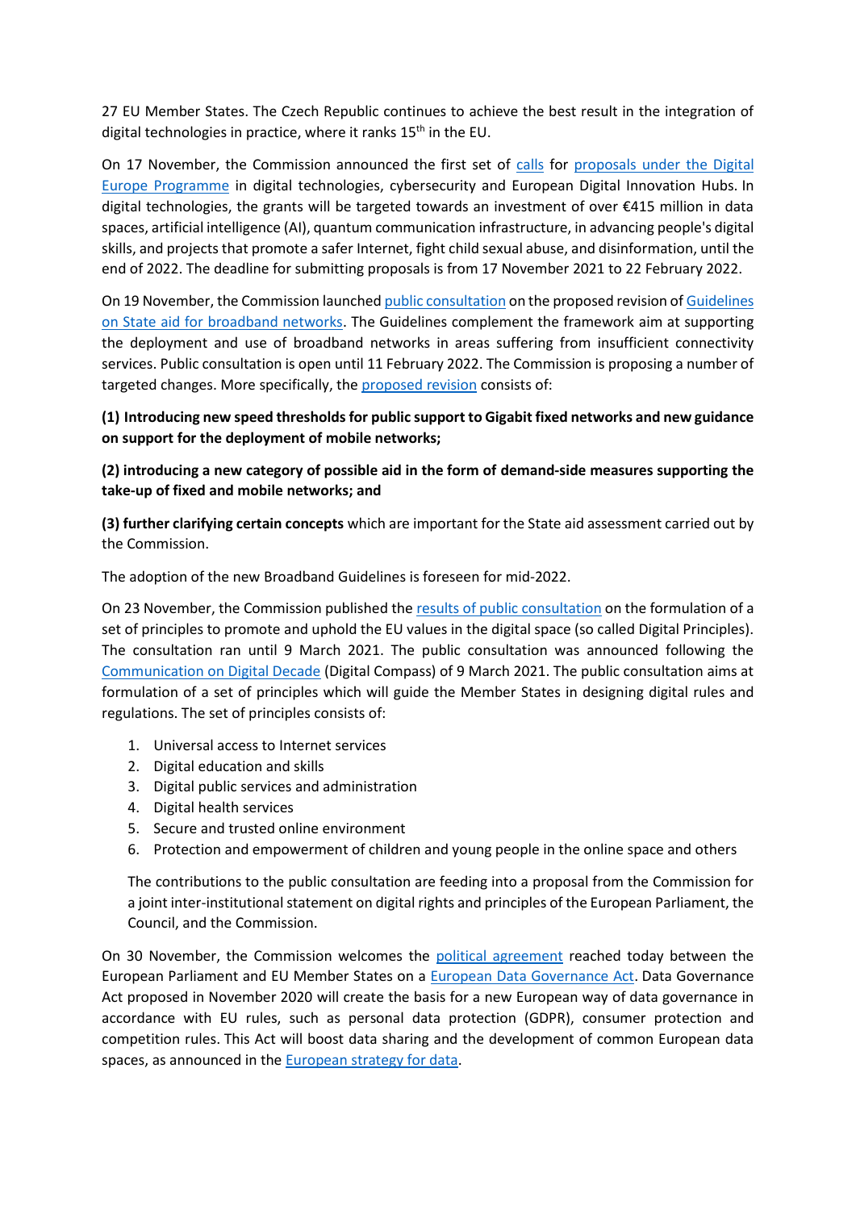27 EU Member States. The Czech Republic continues to achieve the best result in the integration of digital technologies in practice, where it ranks 15th in the EU.

On 17 November, the Commission announced the first set of calls for proposals under the Digital Europe Programme in digital technologies, cybersecurity and European Digital Innovation Hubs. In digital technologies, the grants will be targeted towards an investment of over €415 million in data spaces, artificial intelligence (AI), quantum communication infrastructure, in advancing people's digital skills, and projects that promote a safer Internet, fight child sexual abuse, and disinformation, until the end of 2022. The deadline for submitting proposals is from 17 November 2021 to 22 February 2022.

On 19 November, the Commission launched public consultation on the proposed revision of Guidelines on State aid for broadband networks. The Guidelines complement the framework aim at supporting the deployment and use of broadband networks in areas suffering from insufficient connectivity services. Public consultation is open until 11 February 2022. The Commission is proposing a number of targeted changes. More specifically, the proposed revision consists of:

**(1) Introducing new speed thresholds for public support to Gigabit fixed networks and new guidance on support for the deployment of mobile networks;**

**(2) introducing a new category of possible aid in the form of demand-side measures supporting the take-up of fixed and mobile networks; and**

**(3) further clarifying certain concepts** which are important for the State aid assessment carried out by the Commission.

The adoption of the new Broadband Guidelines is foreseen for mid-2022.

On 23 November, the Commission published the results of public consultation on the formulation of a set of principles to promote and uphold the EU values in the digital space (so called Digital Principles). The consultation ran until 9 March 2021. The public consultation was announced following the Communication on Digital Decade (Digital Compass) of 9 March 2021. The public consultation aims at formulation of a set of principles which will guide the Member States in designing digital rules and regulations. The set of principles consists of:

1. Universal access to Internet services
2. Digital education and skills
3. Digital public services and administration
4. Digital health services
5. Secure and trusted online environment
6. Protection and empowerment of children and young people in the online space and others

The contributions to the public consultation are feeding into a proposal from the Commission for a joint inter-institutional statement on digital rights and principles of the European Parliament, the Council, and the Commission.

On 30 November, the Commission welcomes the political agreement reached today between the European Parliament and EU Member States on a European Data Governance Act. Data Governance Act proposed in November 2020 will create the basis for a new European way of data governance in accordance with EU rules, such as personal data protection (GDPR), consumer protection and competition rules. This Act will boost data sharing and the development of common European data spaces, as announced in the European strategy for data.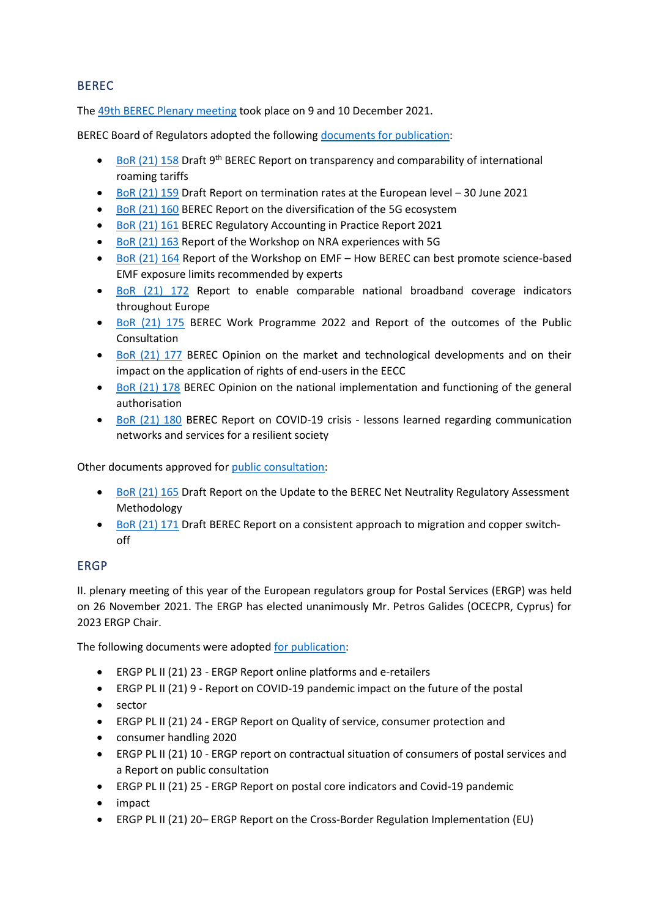## BEREC

The 49th BEREC Plenary meeting took place on 9 and 10 December 2021.

BEREC Board of Regulators adopted the following documents for publication:

- BoR (21) 158 Draft 9th BEREC Report on transparency and comparability of international roaming tariffs
- BoR (21) 159 Draft Report on termination rates at the European level – 30 June 2021
- BoR (21) 160 BEREC Report on the diversification of the 5G ecosystem
- BoR (21) 161 BEREC Regulatory Accounting in Practice Report 2021
- BoR (21) 163 Report of the Workshop on NRA experiences with 5G
- BoR (21) 164 Report of the Workshop on EMF – How BEREC can best promote science-based EMF exposure limits recommended by experts
- BoR (21) 172 Report to enable comparable national broadband coverage indicators throughout Europe
- BoR (21) 175 BEREC Work Programme 2022 and Report of the outcomes of the Public Consultation
- BoR (21) 177 BEREC Opinion on the market and technological developments and on their impact on the application of rights of end-users in the EECC
- BoR (21) 178 BEREC Opinion on the national implementation and functioning of the general authorisation
- BoR (21) 180 BEREC Report on COVID-19 crisis - lessons learned regarding communication networks and services for a resilient society

Other documents approved for public consultation:

- BoR (21) 165 Draft Report on the Update to the BEREC Net Neutrality Regulatory Assessment Methodology
- BoR (21) 171 Draft BEREC Report on a consistent approach to migration and copper switch-off

## ERGP

II. plenary meeting of this year of the European regulators group for Postal Services (ERGP) was held on 26 November 2021. The ERGP has elected unanimously Mr. Petros Galides (OCECPR, Cyprus) for 2023 ERGP Chair.

The following documents were adopted for publication:

- ERGP PL II (21) 23 - ERGP Report online platforms and e-retailers
- ERGP PL II (21) 9 - Report on COVID-19 pandemic impact on the future of the postal
- sector
- ERGP PL II (21) 24 - ERGP Report on Quality of service, consumer protection and
- consumer handling 2020
- ERGP PL II (21) 10 - ERGP report on contractual situation of consumers of postal services and a Report on public consultation
- ERGP PL II (21) 25 - ERGP Report on postal core indicators and Covid-19 pandemic
- impact
- ERGP PL II (21) 20– ERGP Report on the Cross-Border Regulation Implementation (EU)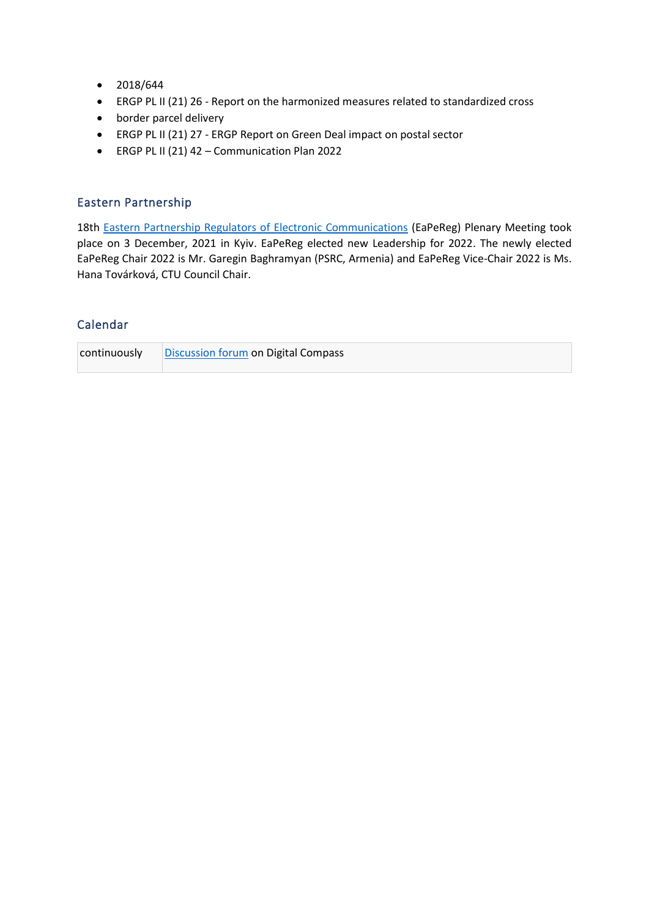- 2018/644
- ERGP PL II (21) 26 - Report on the harmonized measures related to standardized cross
- border parcel delivery
- ERGP PL II (21) 27 - ERGP Report on Green Deal impact on postal sector
- ERGP PL II (21) 42 – Communication Plan 2022

## Eastern Partnership

18th Eastern Partnership Regulators of Electronic Communications (EaPeReg) Plenary Meeting took place on 3 December, 2021 in Kyiv. EaPeReg elected new Leadership for 2022. The newly elected EaPeReg Chair 2022 is Mr. Garegin Baghramyan (PSRC, Armenia) and EaPeReg Vice-Chair 2022 is Ms. Hana Továrková, CTU Council Chair.

## Calendar

| | |
|---|---|
| continuously | Discussion forum on Digital Compass |